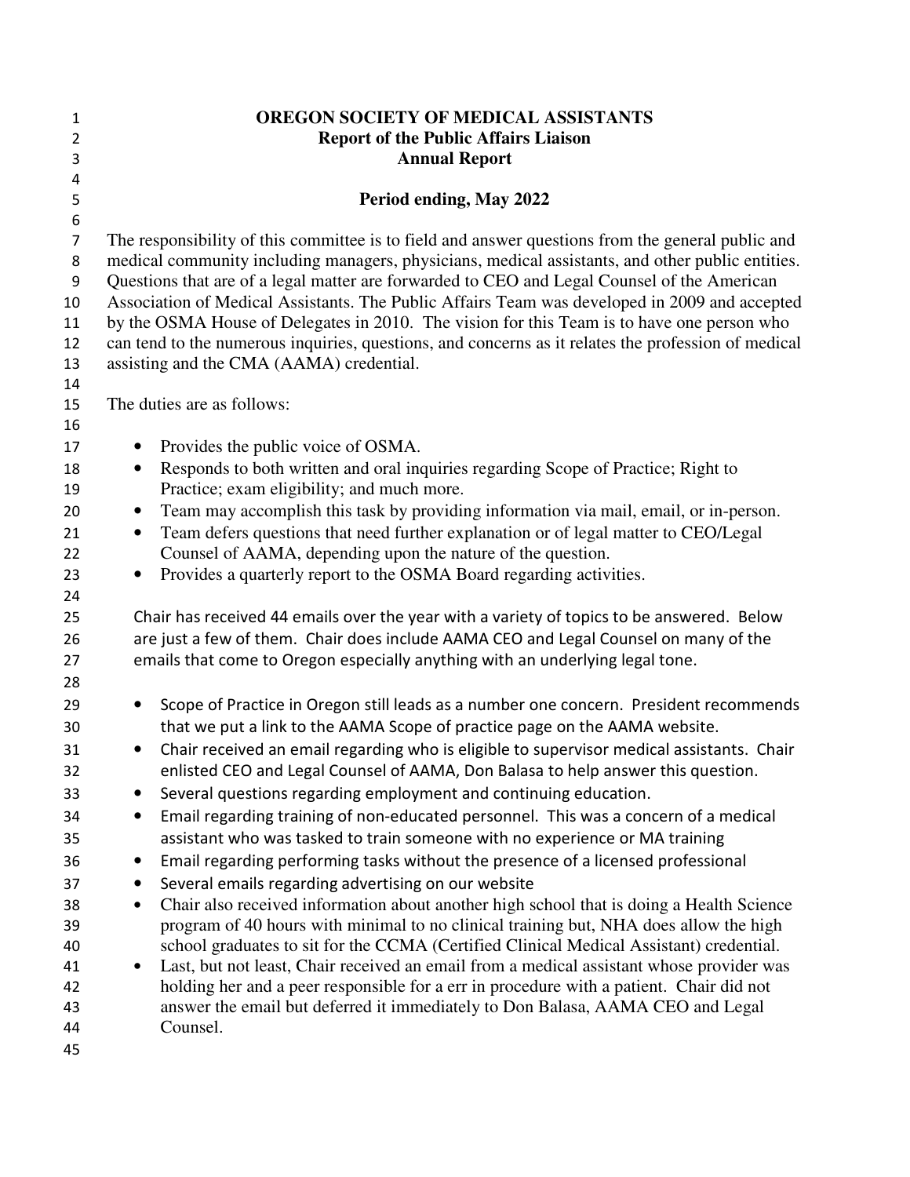# OREGON SOCIETY OF MEDICAL ASSISTANTS
## Report of the Public Affairs Liaison
## Annual Report

### Period ending, May 2022

The responsibility of this committee is to field and answer questions from the general public and medical community including managers, physicians, medical assistants, and other public entities. Questions that are of a legal matter are forwarded to CEO and Legal Counsel of the American Association of Medical Assistants. The Public Affairs Team was developed in 2009 and accepted by the OSMA House of Delegates in 2010. The vision for this Team is to have one person who can tend to the numerous inquiries, questions, and concerns as it relates the profession of medical assisting and the CMA (AAMA) credential.

The duties are as follows:

- Provides the public voice of OSMA.
- Responds to both written and oral inquiries regarding Scope of Practice; Right to Practice; exam eligibility; and much more.
- Team may accomplish this task by providing information via mail, email, or in-person.
- Team defers questions that need further explanation or of legal matter to CEO/Legal Counsel of AAMA, depending upon the nature of the question.
- Provides a quarterly report to the OSMA Board regarding activities.

Chair has received 44 emails over the year with a variety of topics to be answered. Below are just a few of them. Chair does include AAMA CEO and Legal Counsel on many of the emails that come to Oregon especially anything with an underlying legal tone.

- Scope of Practice in Oregon still leads as a number one concern. President recommends that we put a link to the AAMA Scope of practice page on the AAMA website.
- Chair received an email regarding who is eligible to supervisor medical assistants. Chair enlisted CEO and Legal Counsel of AAMA, Don Balasa to help answer this question.
- Several questions regarding employment and continuing education.
- Email regarding training of non-educated personnel. This was a concern of a medical assistant who was tasked to train someone with no experience or MA training
- Email regarding performing tasks without the presence of a licensed professional
- Several emails regarding advertising on our website
- Chair also received information about another high school that is doing a Health Science program of 40 hours with minimal to no clinical training but, NHA does allow the high school graduates to sit for the CCMA (Certified Clinical Medical Assistant) credential.
- Last, but not least, Chair received an email from a medical assistant whose provider was holding her and a peer responsible for a err in procedure with a patient. Chair did not answer the email but deferred it immediately to Don Balasa, AAMA CEO and Legal Counsel.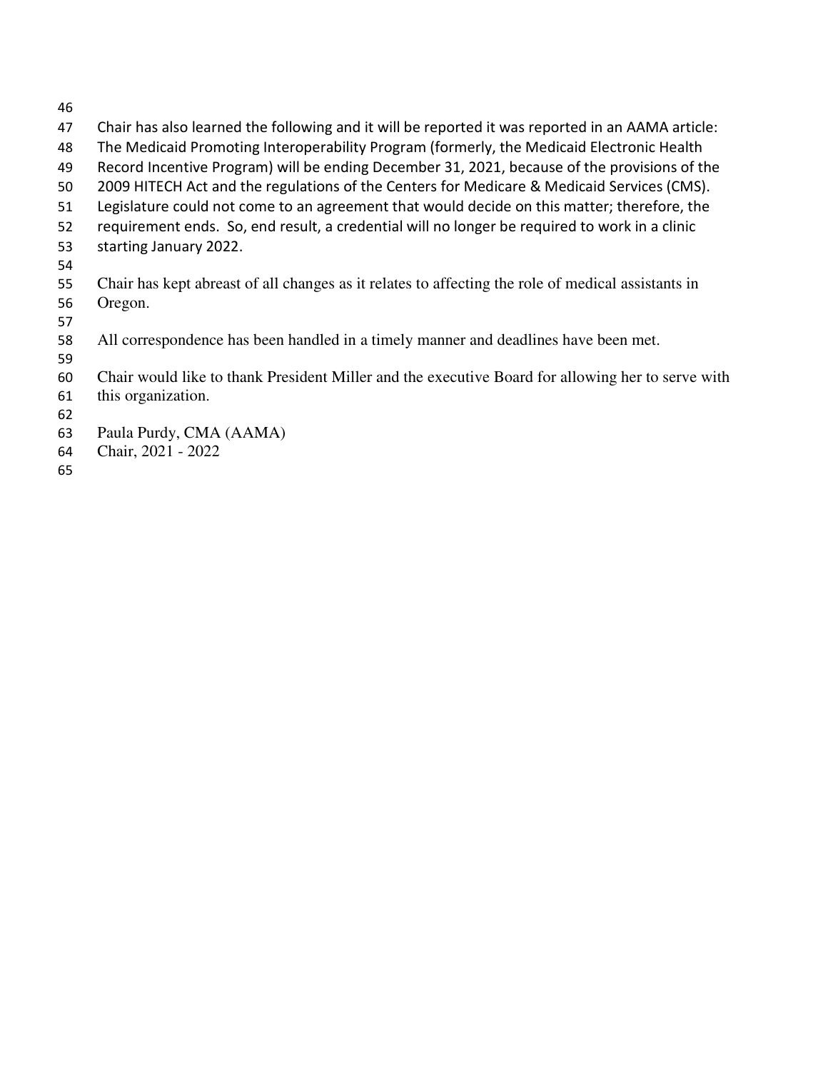Chair has also learned the following and it will be reported it was reported in an AAMA article: The Medicaid Promoting Interoperability Program (formerly, the Medicaid Electronic Health Record Incentive Program) will be ending December 31, 2021, because of the provisions of the 2009 HITECH Act and the regulations of the Centers for Medicare & Medicaid Services (CMS). Legislature could not come to an agreement that would decide on this matter; therefore, the requirement ends. So, end result, a credential will no longer be required to work in a clinic starting January 2022.

Chair has kept abreast of all changes as it relates to affecting the role of medical assistants in Oregon.

All correspondence has been handled in a timely manner and deadlines have been met.

Chair would like to thank President Miller and the executive Board for allowing her to serve with this organization.

Paula Purdy, CMA (AAMA)
Chair, 2021 - 2022